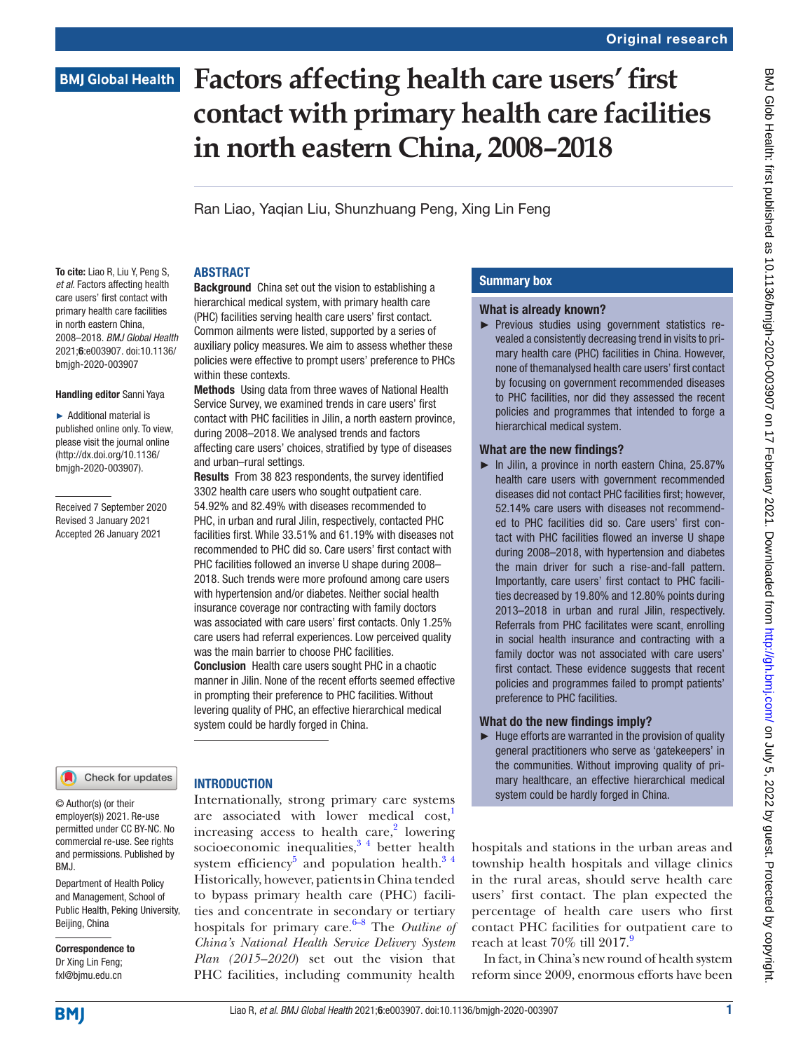Original research

# Factors affecting health care users' first contact with primary health care facilities in north eastern China, 2008–2018

Ran Liao, Yaqian Liu, Shunzhuang Peng, Xing Lin Feng

**To cite:** Liao R, Liu Y, Peng S, *et al*. Factors affecting health care users' first contact with primary health care facilities in north eastern China, 2008–2018. *BMJ Global Health* 2021;**6**:e003907. doi:10.1136/bmjgh-2020-003907

**Handling editor** Sanni Yaya

► Additional material is published online only. To view, please visit the journal online (http://dx.doi.org/10.1136/bmjgh-2020-003907).

Received 7 September 2020
Revised 3 January 2021
Accepted 26 January 2021

© Author(s) (or their employer(s)) 2021. Re-use permitted under CC BY-NC. No commercial re-use. See rights and permissions. Published by BMJ.

Department of Health Policy and Management, School of Public Health, Peking University, Beijing, China

**Correspondence to**
Dr Xing Lin Feng;
fxl@bjmu.edu.cn

## ABSTRACT

**Background** China set out the vision to establishing a hierarchical medical system, with primary health care (PHC) facilities serving health care users' first contact. Common ailments were listed, supported by a series of auxiliary policy measures. We aim to assess whether these policies were effective to prompt users' preference to PHCs within these contexts.

**Methods** Using data from three waves of National Health Service Survey, we examined trends in care users' first contact with PHC facilities in Jilin, a north eastern province, during 2008–2018. We analysed trends and factors affecting care users' choices, stratified by type of diseases and urban–rural settings.

**Results** From 38 823 respondents, the survey identified 3302 health care users who sought outpatient care. 54.92% and 82.49% with diseases recommended to PHC, in urban and rural Jilin, respectively, contacted PHC facilities first. While 33.51% and 61.19% with diseases not recommended to PHC did so. Care users' first contact with PHC facilities followed an inverse U shape during 2008–2018. Such trends were more profound among care users with hypertension and/or diabetes. Neither social health insurance coverage nor contracting with family doctors was associated with care users' first contacts. Only 1.25% care users had referral experiences. Low perceived quality was the main barrier to choose PHC facilities.

**Conclusion** Health care users sought PHC in a chaotic manner in Jilin. None of the recent efforts seemed effective in prompting their preference to PHC facilities. Without levering quality of PHC, an effective hierarchical medical system could be hardly forged in China.

## Summary box

**What is already known?**

► Previous studies using government statistics revealed a consistently decreasing trend in visits to primary health care (PHC) facilities in China. However, none of themanalysed health care users' first contact by focusing on government recommended diseases to PHC facilities, nor did they assessed the recent policies and programmes that intended to forge a hierarchical medical system.

**What are the new findings?**

► In Jilin, a province in north eastern China, 25.87% health care users with government recommended diseases did not contact PHC facilities first; however, 52.14% care users with diseases not recommended to PHC facilities did so. Care users' first contact with PHC facilities flowed an inverse U shape during 2008–2018, with hypertension and diabetes the main driver for such a rise-and-fall pattern. Importantly, care users' first contact to PHC facilities decreased by 19.80% and 12.80% points during 2013–2018 in urban and rural Jilin, respectively. Referrals from PHC facilitates were scant, enrolling in social health insurance and contracting with a family doctor was not associated with care users' first contact. These evidence suggests that recent policies and programmes failed to prompt patients' preference to PHC facilities.

**What do the new findings imply?**

► Huge efforts are warranted in the provision of quality general practitioners who serve as 'gatekeepers' in the communities. Without improving quality of primary healthcare, an effective hierarchical medical system could be hardly forged in China.

## INTRODUCTION

Internationally, strong primary care systems are associated with lower medical cost,[1] increasing access to health care,[2] lowering socioeconomic inequalities,[3 4] better health system efficiency[5] and population health.[3 4] Historically, however, patients in China tended to bypass primary health care (PHC) facilities and concentrate in secondary or tertiary hospitals for primary care.[6–8] The *Outline of China's National Health Service Delivery System Plan (2015–2020)* set out the vision that PHC facilities, including community health hospitals and stations in the urban areas and township health hospitals and village clinics in the rural areas, should serve health care users' first contact. The plan expected the percentage of health care users who first contact PHC facilities for outpatient care to reach at least 70% till 2017.[9]

In fact, in China's new round of health system reform since 2009, enormous efforts have been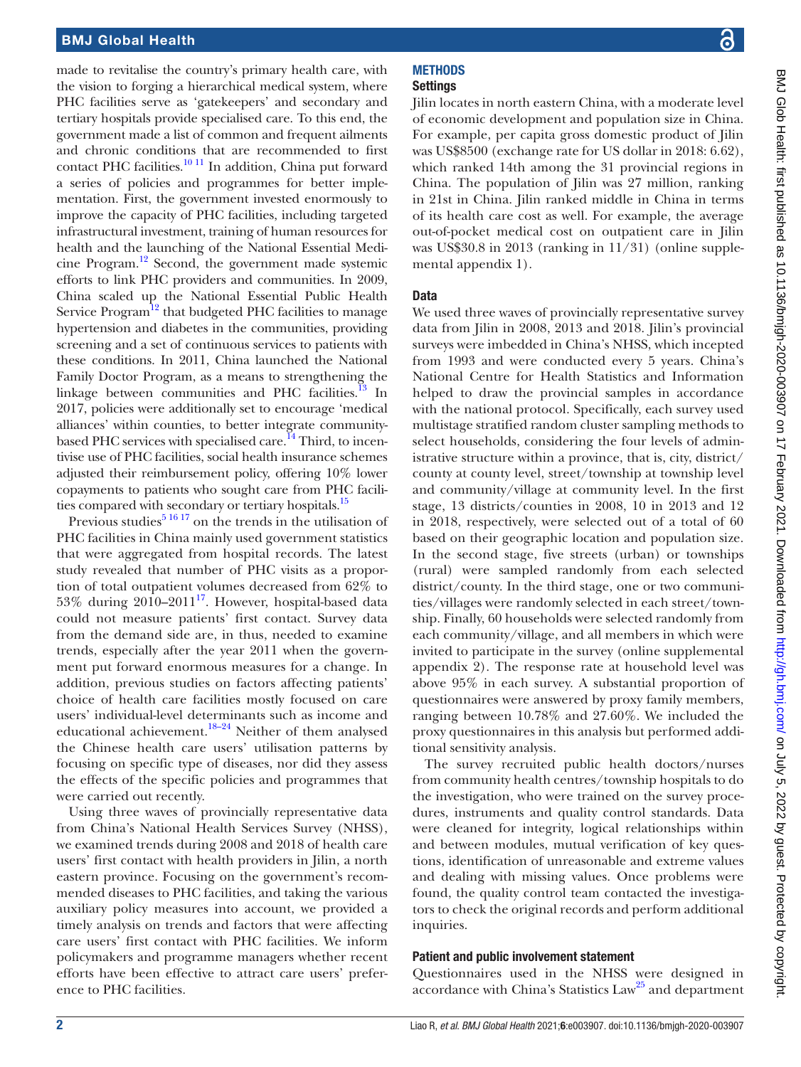made to revitalise the country's primary health care, with the vision to forging a hierarchical medical system, where PHC facilities serve as 'gatekeepers' and secondary and tertiary hospitals provide specialised care. To this end, the government made a list of common and frequent ailments and chronic conditions that are recommended to first contact PHC facilities.[10 11] In addition, China put forward a series of policies and programmes for better implementation. First, the government invested enormously to improve the capacity of PHC facilities, including targeted infrastructural investment, training of human resources for health and the launching of the National Essential Medicine Program.[12] Second, the government made systemic efforts to link PHC providers and communities. In 2009, China scaled up the National Essential Public Health Service Program[12] that budgeted PHC facilities to manage hypertension and diabetes in the communities, providing screening and a set of continuous services to patients with these conditions. In 2011, China launched the National Family Doctor Program, as a means to strengthening the linkage between communities and PHC facilities.[13] In 2017, policies were additionally set to encourage 'medical alliances' within counties, to better integrate community-based PHC services with specialised care.[14] Third, to incentivise use of PHC facilities, social health insurance schemes adjusted their reimbursement policy, offering 10% lower copayments to patients who sought care from PHC facilities compared with secondary or tertiary hospitals.[15]

Previous studies[5 16 17] on the trends in the utilisation of PHC facilities in China mainly used government statistics that were aggregated from hospital records. The latest study revealed that number of PHC visits as a proportion of total outpatient volumes decreased from 62% to 53% during 2010–2011[17]. However, hospital-based data could not measure patients' first contact. Survey data from the demand side are, in thus, needed to examine trends, especially after the year 2011 when the government put forward enormous measures for a change. In addition, previous studies on factors affecting patients' choice of health care facilities mostly focused on care users' individual-level determinants such as income and educational achievement.[18–24] Neither of them analysed the Chinese health care users' utilisation patterns by focusing on specific type of diseases, nor did they assess the effects of the specific policies and programmes that were carried out recently.

Using three waves of provincially representative data from China's National Health Services Survey (NHSS), we examined trends during 2008 and 2018 of health care users' first contact with health providers in Jilin, a north eastern province. Focusing on the government's recommended diseases to PHC facilities, and taking the various auxiliary policy measures into account, we provided a timely analysis on trends and factors that were affecting care users' first contact with PHC facilities. We inform policymakers and programme managers whether recent efforts have been effective to attract care users' preference to PHC facilities.

## METHODS

### Settings

Jilin locates in north eastern China, with a moderate level of economic development and population size in China. For example, per capita gross domestic product of Jilin was US$8500 (exchange rate for US dollar in 2018: 6.62), which ranked 14th among the 31 provincial regions in China. The population of Jilin was 27 million, ranking in 21st in China. Jilin ranked middle in China in terms of its health care cost as well. For example, the average out-of-pocket medical cost on outpatient care in Jilin was US$30.8 in 2013 (ranking in 11/31) (online supplemental appendix 1).

### Data

We used three waves of provincially representative survey data from Jilin in 2008, 2013 and 2018. Jilin's provincial surveys were imbedded in China's NHSS, which incepted from 1993 and were conducted every 5 years. China's National Centre for Health Statistics and Information helped to draw the provincial samples in accordance with the national protocol. Specifically, each survey used multistage stratified random cluster sampling methods to select households, considering the four levels of administrative structure within a province, that is, city, district/county at county level, street/township at township level and community/village at community level. In the first stage, 13 districts/counties in 2008, 10 in 2013 and 12 in 2018, respectively, were selected out of a total of 60 based on their geographic location and population size. In the second stage, five streets (urban) or townships (rural) were sampled randomly from each selected district/county. In the third stage, one or two communities/villages were randomly selected in each street/township. Finally, 60 households were selected randomly from each community/village, and all members in which were invited to participate in the survey (online supplemental appendix 2). The response rate at household level was above 95% in each survey. A substantial proportion of questionnaires were answered by proxy family members, ranging between 10.78% and 27.60%. We included the proxy questionnaires in this analysis but performed additional sensitivity analysis.

The survey recruited public health doctors/nurses from community health centres/township hospitals to do the investigation, who were trained on the survey procedures, instruments and quality control standards. Data were cleaned for integrity, logical relationships within and between modules, mutual verification of key questions, identification of unreasonable and extreme values and dealing with missing values. Once problems were found, the quality control team contacted the investigators to check the original records and perform additional inquiries.

### Patient and public involvement statement

Questionnaires used in the NHSS were designed in accordance with China's Statistics Law[25] and department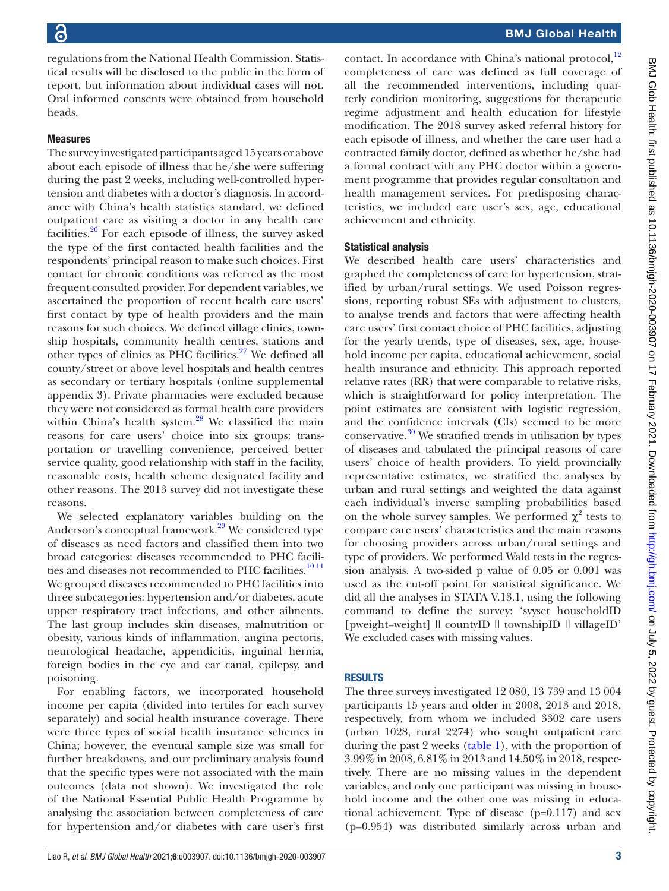regulations from the National Health Commission. Statistical results will be disclosed to the public in the form of report, but information about individual cases will not. Oral informed consents were obtained from household heads.

### Measures

The survey investigated participants aged 15 years or above about each episode of illness that he/she were suffering during the past 2 weeks, including well-controlled hypertension and diabetes with a doctor's diagnosis. In accordance with China's health statistics standard, we defined outpatient care as visiting a doctor in any health care facilities.[26] For each episode of illness, the survey asked the type of the first contacted health facilities and the respondents' principal reason to make such choices. First contact for chronic conditions was referred as the most frequent consulted provider. For dependent variables, we ascertained the proportion of recent health care users' first contact by type of health providers and the main reasons for such choices. We defined village clinics, township hospitals, community health centres, stations and other types of clinics as PHC facilities.[27] We defined all county/street or above level hospitals and health centres as secondary or tertiary hospitals (online supplemental appendix 3). Private pharmacies were excluded because they were not considered as formal health care providers within China's health system.[28] We classified the main reasons for care users' choice into six groups: transportation or travelling convenience, perceived better service quality, good relationship with staff in the facility, reasonable costs, health scheme designated facility and other reasons. The 2013 survey did not investigate these reasons.

We selected explanatory variables building on the Anderson's conceptual framework.[29] We considered type of diseases as need factors and classified them into two broad categories: diseases recommended to PHC facilities and diseases not recommended to PHC facilities.[10 11] We grouped diseases recommended to PHC facilities into three subcategories: hypertension and/or diabetes, acute upper respiratory tract infections, and other ailments. The last group includes skin diseases, malnutrition or obesity, various kinds of inflammation, angina pectoris, neurological headache, appendicitis, inguinal hernia, foreign bodies in the eye and ear canal, epilepsy, and poisoning.

For enabling factors, we incorporated household income per capita (divided into tertiles for each survey separately) and social health insurance coverage. There were three types of social health insurance schemes in China; however, the eventual sample size was small for further breakdowns, and our preliminary analysis found that the specific types were not associated with the main outcomes (data not shown). We investigated the role of the National Essential Public Health Programme by analysing the association between completeness of care for hypertension and/or diabetes with care user's first contact. In accordance with China's national protocol,[12] completeness of care was defined as full coverage of all the recommended interventions, including quarterly condition monitoring, suggestions for therapeutic regime adjustment and health education for lifestyle modification. The 2018 survey asked referral history for each episode of illness, and whether the care user had a contracted family doctor, defined as whether he/she had a formal contract with any PHC doctor within a government programme that provides regular consultation and health management services. For predisposing characteristics, we included care user's sex, age, educational achievement and ethnicity.

### Statistical analysis

We described health care users' characteristics and graphed the completeness of care for hypertension, stratified by urban/rural settings. We used Poisson regressions, reporting robust SEs with adjustment to clusters, to analyse trends and factors that were affecting health care users' first contact choice of PHC facilities, adjusting for the yearly trends, type of diseases, sex, age, household income per capita, educational achievement, social health insurance and ethnicity. This approach reported relative rates (RR) that were comparable to relative risks, which is straightforward for policy interpretation. The point estimates are consistent with logistic regression, and the confidence intervals (CIs) seemed to be more conservative.[30] We stratified trends in utilisation by types of diseases and tabulated the principal reasons of care users' choice of health providers. To yield provincially representative estimates, we stratified the analyses by urban and rural settings and weighted the data against each individual's inverse sampling probabilities based on the whole survey samples. We performed $\chi^2$ tests to compare care users' characteristics and the main reasons for choosing providers across urban/rural settings and type of providers. We performed Wald tests in the regression analysis. A two-sided p value of 0.05 or 0.001 was used as the cut-off point for statistical significance. We did all the analyses in STATA V.13.1, using the following command to define the survey: 'svyset householdID [pweight=weight] || countyID || townshipID || villageID' We excluded cases with missing values.

## RESULTS

The three surveys investigated 12 080, 13 739 and 13 004 participants 15 years and older in 2008, 2013 and 2018, respectively, from whom we included 3302 care users (urban 1028, rural 2274) who sought outpatient care during the past 2 weeks (table 1), with the proportion of 3.99% in 2008, 6.81% in 2013 and 14.50% in 2018, respectively. There are no missing values in the dependent variables, and only one participant was missing in household income and the other one was missing in educational achievement. Type of disease (p=0.117) and sex (p=0.954) was distributed similarly across urban and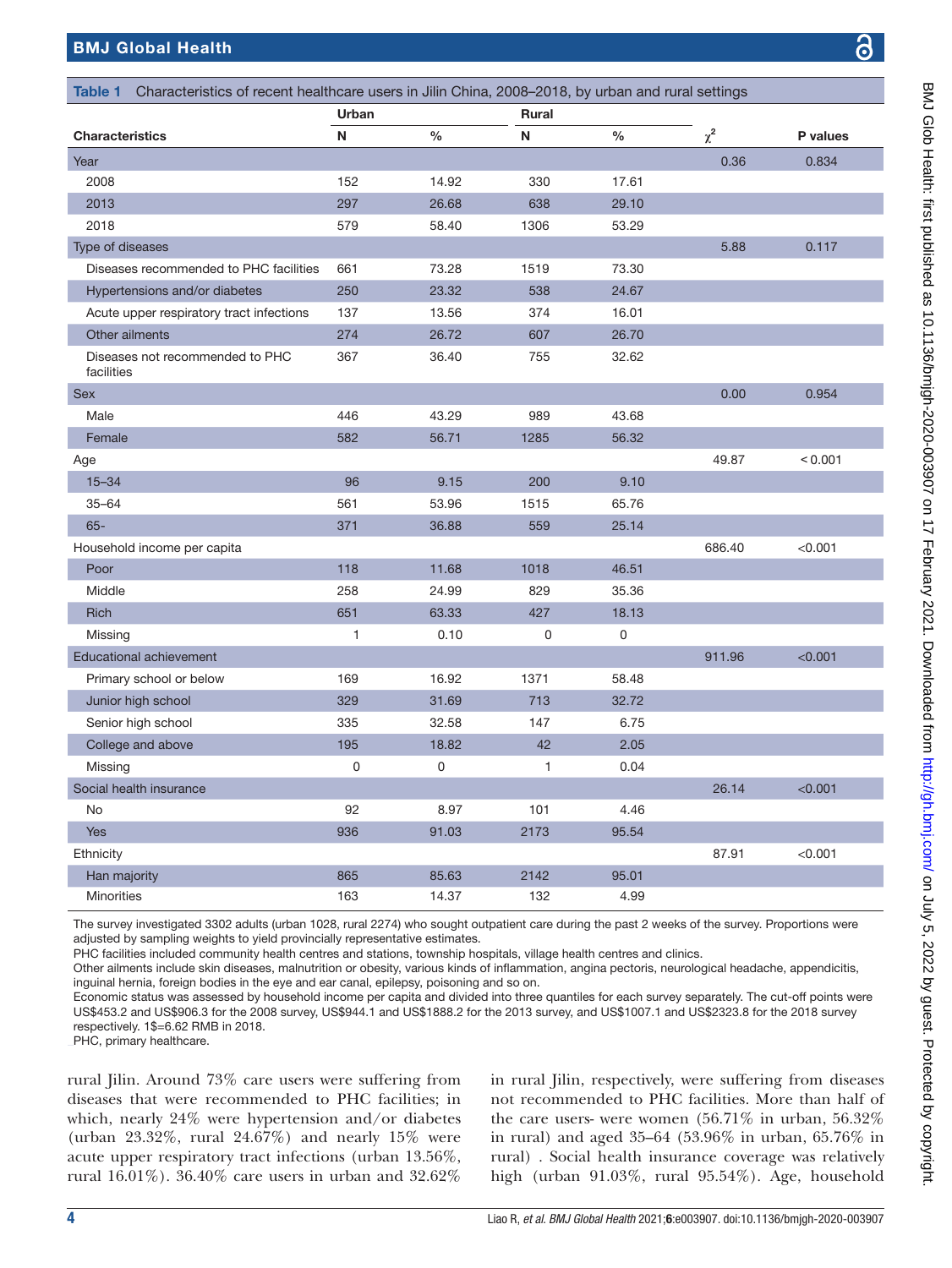**Table 1** Characteristics of recent healthcare users in Jilin China, 2008–2018, by urban and rural settings

| Characteristics | Urban N | Urban % | Rural N | Rural % | $\chi^2$ | P values |
|---|---|---|---|---|---|---|
| Year | | | | | 0.36 | 0.834 |
| 2008 | 152 | 14.92 | 330 | 17.61 | | |
| 2013 | 297 | 26.68 | 638 | 29.10 | | |
| 2018 | 579 | 58.40 | 1306 | 53.29 | | |
| Type of diseases | | | | | 5.88 | 0.117 |
| Diseases recommended to PHC facilities | 661 | 73.28 | 1519 | 73.30 | | |
| Hypertensions and/or diabetes | 250 | 23.32 | 538 | 24.67 | | |
| Acute upper respiratory tract infections | 137 | 13.56 | 374 | 16.01 | | |
| Other ailments | 274 | 26.72 | 607 | 26.70 | | |
| Diseases not recommended to PHC facilities | 367 | 36.40 | 755 | 32.62 | | |
| Sex | | | | | 0.00 | 0.954 |
| Male | 446 | 43.29 | 989 | 43.68 | | |
| Female | 582 | 56.71 | 1285 | 56.32 | | |
| Age | | | | | 49.87 | < 0.001 |
| 15–34 | 96 | 9.15 | 200 | 9.10 | | |
| 35–64 | 561 | 53.96 | 1515 | 65.76 | | |
| 65- | 371 | 36.88 | 559 | 25.14 | | |
| Household income per capita | | | | | 686.40 | <0.001 |
| Poor | 118 | 11.68 | 1018 | 46.51 | | |
| Middle | 258 | 24.99 | 829 | 35.36 | | |
| Rich | 651 | 63.33 | 427 | 18.13 | | |
| Missing | 1 | 0.10 | 0 | 0 | | |
| Educational achievement | | | | | 911.96 | <0.001 |
| Primary school or below | 169 | 16.92 | 1371 | 58.48 | | |
| Junior high school | 329 | 31.69 | 713 | 32.72 | | |
| Senior high school | 335 | 32.58 | 147 | 6.75 | | |
| College and above | 195 | 18.82 | 42 | 2.05 | | |
| Missing | 0 | 0 | 1 | 0.04 | | |
| Social health insurance | | | | | 26.14 | <0.001 |
| No | 92 | 8.97 | 101 | 4.46 | | |
| Yes | 936 | 91.03 | 2173 | 95.54 | | |
| Ethnicity | | | | | 87.91 | <0.001 |
| Han majority | 865 | 85.63 | 2142 | 95.01 | | |
| Minorities | 163 | 14.37 | 132 | 4.99 | | |

The survey investigated 3302 adults (urban 1028, rural 2274) who sought outpatient care during the past 2 weeks of the survey. Proportions were adjusted by sampling weights to yield provincially representative estimates.
PHC facilities included community health centres and stations, township hospitals, village health centres and clinics.
Other ailments include skin diseases, malnutrition or obesity, various kinds of inflammation, angina pectoris, neurological headache, appendicitis, inguinal hernia, foreign bodies in the eye and ear canal, epilepsy, poisoning and so on.
Economic status was assessed by household income per capita and divided into three quantiles for each survey separately. The cut-off points were US\$453.2 and US\$906.3 for the 2008 survey, US\$944.1 and US\$1888.2 for the 2013 survey, and US\$1007.1 and US\$2323.8 for the 2018 survey respectively. 1\$=6.62 RMB in 2018.
PHC, primary healthcare.

rural Jilin. Around 73% care users were suffering from diseases that were recommended to PHC facilities; in which, nearly 24% were hypertension and/or diabetes (urban 23.32%, rural 24.67%) and nearly 15% were acute upper respiratory tract infections (urban 13.56%, rural 16.01%). 36.40% care users in urban and 32.62% in rural Jilin, respectively, were suffering from diseases not recommended to PHC facilities. More than half of the care users- were women (56.71% in urban, 56.32% in rural) and aged 35–64 (53.96% in urban, 65.76% in rural) . Social health insurance coverage was relatively high (urban 91.03%, rural 95.54%). Age, household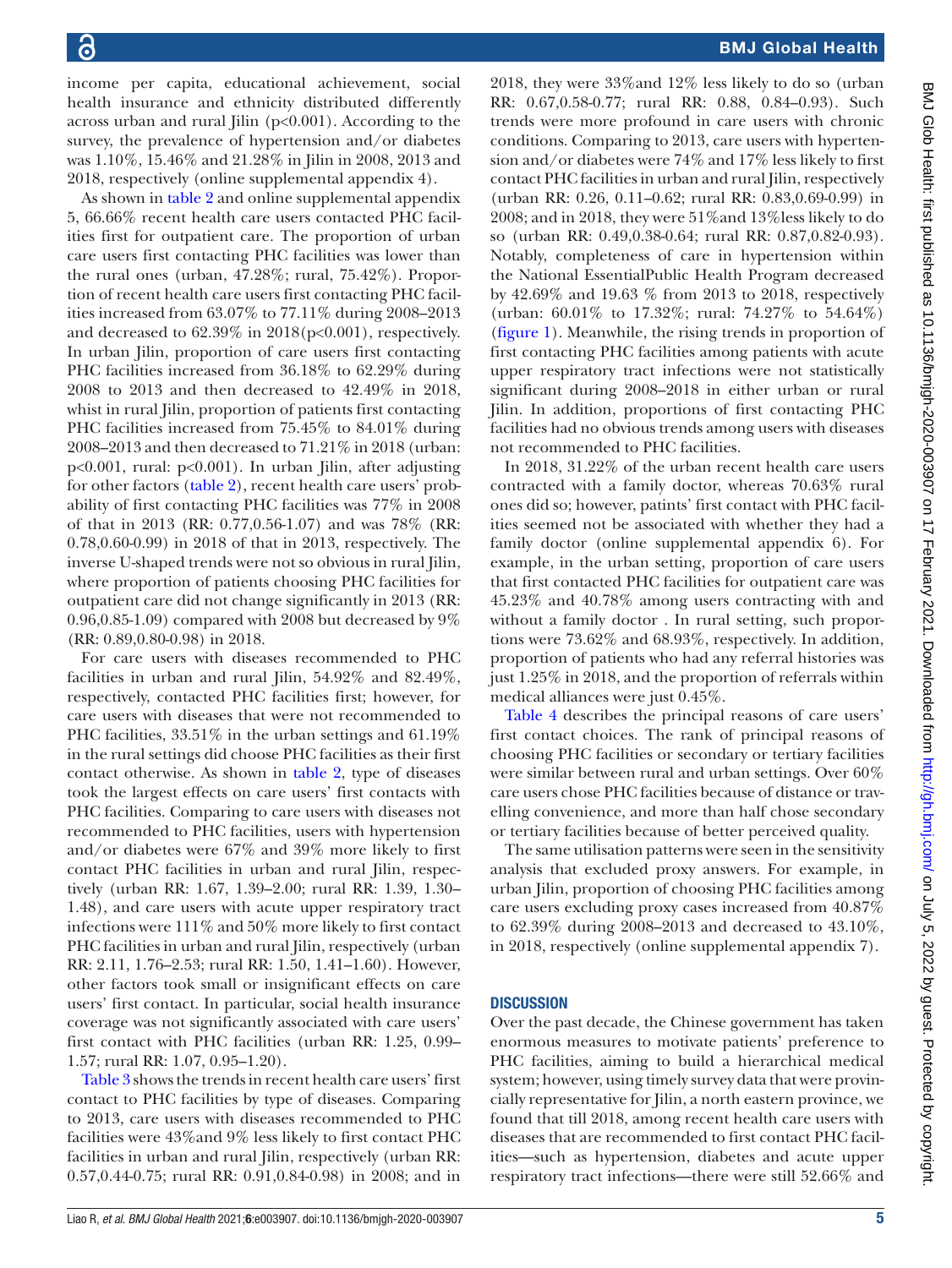income per capita, educational achievement, social health insurance and ethnicity distributed differently across urban and rural Jilin (p<0.001). According to the survey, the prevalence of hypertension and/or diabetes was 1.10%, 15.46% and 21.28% in Jilin in 2008, 2013 and 2018, respectively (online supplemental appendix 4).

As shown in table 2 and online supplemental appendix 5, 66.66% recent health care users contacted PHC facilities first for outpatient care. The proportion of urban care users first contacting PHC facilities was lower than the rural ones (urban, 47.28%; rural, 75.42%). Proportion of recent health care users first contacting PHC facilities increased from 63.07% to 77.11% during 2008–2013 and decreased to 62.39% in 2018(p<0.001), respectively. In urban Jilin, proportion of care users first contacting PHC facilities increased from 36.18% to 62.29% during 2008 to 2013 and then decreased to 42.49% in 2018, whist in rural Jilin, proportion of patients first contacting PHC facilities increased from 75.45% to 84.01% during 2008–2013 and then decreased to 71.21% in 2018 (urban: p<0.001, rural: p<0.001). In urban Jilin, after adjusting for other factors (table 2), recent health care users' probability of first contacting PHC facilities was 77% in 2008 of that in 2013 (RR: 0.77,0.56-1.07) and was 78% (RR: 0.78,0.60-0.99) in 2018 of that in 2013, respectively. The inverse U-shaped trends were not so obvious in rural Jilin, where proportion of patients choosing PHC facilities for outpatient care did not change significantly in 2013 (RR: 0.96,0.85-1.09) compared with 2008 but decreased by 9% (RR: 0.89,0.80-0.98) in 2018.

For care users with diseases recommended to PHC facilities in urban and rural Jilin, 54.92% and 82.49%, respectively, contacted PHC facilities first; however, for care users with diseases that were not recommended to PHC facilities, 33.51% in the urban settings and 61.19% in the rural settings did choose PHC facilities as their first contact otherwise. As shown in table 2, type of diseases took the largest effects on care users' first contacts with PHC facilities. Comparing to care users with diseases not recommended to PHC facilities, users with hypertension and/or diabetes were 67% and 39% more likely to first contact PHC facilities in urban and rural Jilin, respectively (urban RR: 1.67, 1.39–2.00; rural RR: 1.39, 1.30–1.48), and care users with acute upper respiratory tract infections were 111% and 50% more likely to first contact PHC facilities in urban and rural Jilin, respectively (urban RR: 2.11, 1.76–2.53; rural RR: 1.50, 1.41–1.60). However, other factors took small or insignificant effects on care users' first contact. In particular, social health insurance coverage was not significantly associated with care users' first contact with PHC facilities (urban RR: 1.25, 0.99–1.57; rural RR: 1.07, 0.95–1.20).

Table 3 shows the trends in recent health care users' first contact to PHC facilities by type of diseases. Comparing to 2013, care users with diseases recommended to PHC facilities were 43%and 9% less likely to first contact PHC facilities in urban and rural Jilin, respectively (urban RR: 0.57,0.44-0.75; rural RR: 0.91,0.84-0.98) in 2008; and in 2018, they were 33%and 12% less likely to do so (urban RR: 0.67,0.58-0.77; rural RR: 0.88, 0.84–0.93). Such trends were more profound in care users with chronic conditions. Comparing to 2013, care users with hypertension and/or diabetes were 74% and 17% less likely to first contact PHC facilities in urban and rural Jilin, respectively (urban RR: 0.26, 0.11–0.62; rural RR: 0.83,0.69-0.99) in 2008; and in 2018, they were 51%and 13%less likely to do so (urban RR: 0.49,0.38-0.64; rural RR: 0.87,0.82-0.93). Notably, completeness of care in hypertension within the National EssentialPublic Health Program decreased by 42.69% and 19.63 % from 2013 to 2018, respectively (urban: 60.01% to 17.32%; rural: 74.27% to 54.64%) (figure 1). Meanwhile, the rising trends in proportion of first contacting PHC facilities among patients with acute upper respiratory tract infections were not statistically significant during 2008–2018 in either urban or rural Jilin. In addition, proportions of first contacting PHC facilities had no obvious trends among users with diseases not recommended to PHC facilities.

In 2018, 31.22% of the urban recent health care users contracted with a family doctor, whereas 70.63% rural ones did so; however, patints' first contact with PHC facilities seemed not be associated with whether they had a family doctor (online supplemental appendix 6). For example, in the urban setting, proportion of care users that first contacted PHC facilities for outpatient care was 45.23% and 40.78% among users contracting with and without a family doctor . In rural setting, such proportions were 73.62% and 68.93%, respectively. In addition, proportion of patients who had any referral histories was just 1.25% in 2018, and the proportion of referrals within medical alliances were just 0.45%.

Table 4 describes the principal reasons of care users' first contact choices. The rank of principal reasons of choosing PHC facilities or secondary or tertiary facilities were similar between rural and urban settings. Over 60% care users chose PHC facilities because of distance or travelling convenience, and more than half chose secondary or tertiary facilities because of better perceived quality.

The same utilisation patterns were seen in the sensitivity analysis that excluded proxy answers. For example, in urban Jilin, proportion of choosing PHC facilities among care users excluding proxy cases increased from 40.87% to 62.39% during 2008–2013 and decreased to 43.10%, in 2018, respectively (online supplemental appendix 7).

## DISCUSSION

Over the past decade, the Chinese government has taken enormous measures to motivate patients' preference to PHC facilities, aiming to build a hierarchical medical system; however, using timely survey data that were provincially representative for Jilin, a north eastern province, we found that till 2018, among recent health care users with diseases that are recommended to first contact PHC facilities—such as hypertension, diabetes and acute upper respiratory tract infections—there were still 52.66% and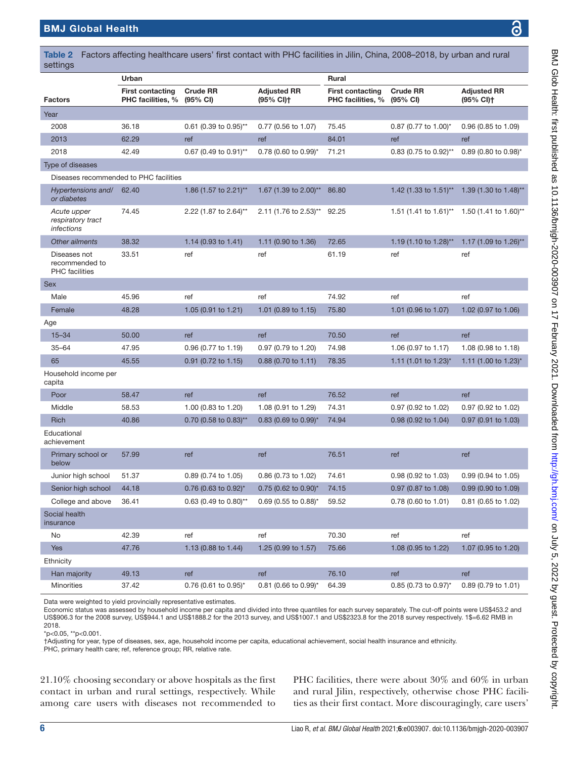**Table 2** Factors affecting healthcare users' first contact with PHC facilities in Jilin, China, 2008–2018, by urban and rural settings

| Factors | Urban | | | Rural | | |
|---|---|---|---|---|---|---|
| | First contacting PHC facilities, % | Crude RR (95% CI) | Adjusted RR (95% CI)† | First contacting PHC facilities, % | Crude RR (95% CI) | Adjusted RR (95% CI)† |
| Year | | | | | | |
| 2008 | 36.18 | 0.61 (0.39 to 0.95)** | 0.77 (0.56 to 1.07) | 75.45 | 0.87 (0.77 to 1.00)* | 0.96 (0.85 to 1.09) |
| 2013 | 62.29 | ref | ref | 84.01 | ref | ref |
| 2018 | 42.49 | 0.67 (0.49 to 0.91)** | 0.78 (0.60 to 0.99)* | 71.21 | 0.83 (0.75 to 0.92)** | 0.89 (0.80 to 0.98)* |
| Type of diseases | | | | | | |
| Diseases recommended to PHC facilities | | | | | | |
| *Hypertensions and/ or diabetes* | 62.40 | 1.86 (1.57 to 2.21)** | 1.67 (1.39 to 2.00)** | 86.80 | 1.42 (1.33 to 1.51)** | 1.39 (1.30 to 1.48)** |
| *Acute upper respiratory tract infections* | 74.45 | 2.22 (1.87 to 2.64)** | 2.11 (1.76 to 2.53)** | 92.25 | 1.51 (1.41 to 1.61)** | 1.50 (1.41 to 1.60)** |
| *Other ailments* | 38.32 | 1.14 (0.93 to 1.41) | 1.11 (0.90 to 1.36) | 72.65 | 1.19 (1.10 to 1.28)** | 1.17 (1.09 to 1.26)** |
| Diseases not recommended to PHC facilities | 33.51 | ref | ref | 61.19 | ref | ref |
| Sex | | | | | | |
| Male | 45.96 | ref | ref | 74.92 | ref | ref |
| Female | 48.28 | 1.05 (0.91 to 1.21) | 1.01 (0.89 to 1.15) | 75.80 | 1.01 (0.96 to 1.07) | 1.02 (0.97 to 1.06) |
| Age | | | | | | |
| 15–34 | 50.00 | ref | ref | 70.50 | ref | ref |
| 35–64 | 47.95 | 0.96 (0.77 to 1.19) | 0.97 (0.79 to 1.20) | 74.98 | 1.06 (0.97 to 1.17) | 1.08 (0.98 to 1.18) |
| 65 | 45.55 | 0.91 (0.72 to 1.15) | 0.88 (0.70 to 1.11) | 78.35 | 1.11 (1.01 to 1.23)* | 1.11 (1.00 to 1.23)* |
| Household income per capita | | | | | | |
| Poor | 58.47 | ref | ref | 76.52 | ref | ref |
| Middle | 58.53 | 1.00 (0.83 to 1.20) | 1.08 (0.91 to 1.29) | 74.31 | 0.97 (0.92 to 1.02) | 0.97 (0.92 to 1.02) |
| Rich | 40.86 | 0.70 (0.58 to 0.83)** | 0.83 (0.69 to 0.99)* | 74.94 | 0.98 (0.92 to 1.04) | 0.97 (0.91 to 1.03) |
| Educational achievement | | | | | | |
| Primary school or below | 57.99 | ref | ref | 76.51 | ref | ref |
| Junior high school | 51.37 | 0.89 (0.74 to 1.05) | 0.86 (0.73 to 1.02) | 74.61 | 0.98 (0.92 to 1.03) | 0.99 (0.94 to 1.05) |
| Senior high school | 44.18 | 0.76 (0.63 to 0.92)* | 0.75 (0.62 to 0.90)* | 74.15 | 0.97 (0.87 to 1.08) | 0.99 (0.90 to 1.09) |
| College and above | 36.41 | 0.63 (0.49 to 0.80)** | 0.69 (0.55 to 0.88)* | 59.52 | 0.78 (0.60 to 1.01) | 0.81 (0.65 to 1.02) |
| Social health insurance | | | | | | |
| No | 42.39 | ref | ref | 70.30 | ref | ref |
| Yes | 47.76 | 1.13 (0.88 to 1.44) | 1.25 (0.99 to 1.57) | 75.66 | 1.08 (0.95 to 1.22) | 1.07 (0.95 to 1.20) |
| Ethnicity | | | | | | |
| Han majority | 49.13 | ref | ref | 76.10 | ref | ref |
| Minorities | 37.42 | 0.76 (0.61 to 0.95)* | 0.81 (0.66 to 0.99)* | 64.39 | 0.85 (0.73 to 0.97)* | 0.89 (0.79 to 1.01) |

Data were weighted to yield provincially representative estimates.
Economic status was assessed by household income per capita and divided into three quantiles for each survey separately. The cut-off points were US$453.2 and US$906.3 for the 2008 survey, US$944.1 and US$1888.2 for the 2013 survey, and US$1007.1 and US$2323.8 for the 2018 survey respectively. 1$=6.62 RMB in 2018.
*p<0.05, **p<0.001.
†Adjusting for year, type of diseases, sex, age, household income per capita, educational achievement, social health insurance and ethnicity.
PHC, primary health care; ref, reference group; RR, relative rate.

21.10% choosing secondary or above hospitals as the first contact in urban and rural settings, respectively. While among care users with diseases not recommended to PHC facilities, there were about 30% and 60% in urban and rural Jilin, respectively, otherwise chose PHC facilities as their first contact. More discouragingly, care users'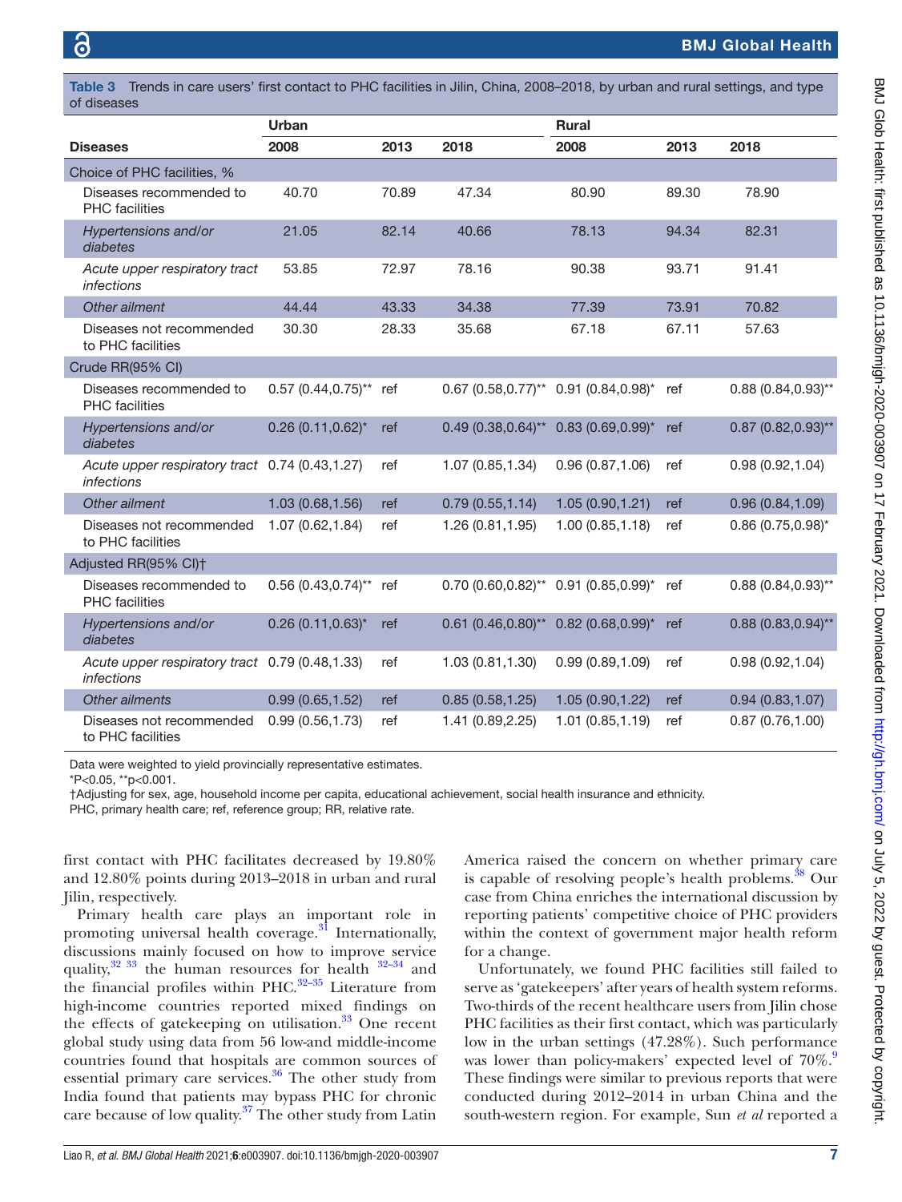**Table 3** Trends in care users' first contact to PHC facilities in Jilin, China, 2008–2018, by urban and rural settings, and type of diseases

| | Urban | | | Rural | | |
|---|---|---|---|---|---|---|
| **Diseases** | 2008 | 2013 | 2018 | 2008 | 2013 | 2018 |
| Choice of PHC facilities, % | | | | | | |
| Diseases recommended to PHC facilities | 40.70 | 70.89 | 47.34 | 80.90 | 89.30 | 78.90 |
| *Hypertensions and/or diabetes* | 21.05 | 82.14 | 40.66 | 78.13 | 94.34 | 82.31 |
| *Acute upper respiratory tract infections* | 53.85 | 72.97 | 78.16 | 90.38 | 93.71 | 91.41 |
| *Other ailment* | 44.44 | 43.33 | 34.38 | 77.39 | 73.91 | 70.82 |
| Diseases not recommended to PHC facilities | 30.30 | 28.33 | 35.68 | 67.18 | 67.11 | 57.63 |
| Crude RR(95% CI) | | | | | | |
| Diseases recommended to PHC facilities | 0.57 (0.44,0.75)** | ref | 0.67 (0.58,0.77)** | 0.91 (0.84,0.98)* | ref | 0.88 (0.84,0.93)** |
| *Hypertensions and/or diabetes* | 0.26 (0.11,0.62)* | ref | 0.49 (0.38,0.64)** | 0.83 (0.69,0.99)* | ref | 0.87 (0.82,0.93)** |
| *Acute upper respiratory tract infections* | 0.74 (0.43,1.27) | ref | 1.07 (0.85,1.34) | 0.96 (0.87,1.06) | ref | 0.98 (0.92,1.04) |
| *Other ailment* | 1.03 (0.68,1.56) | ref | 0.79 (0.55,1.14) | 1.05 (0.90,1.21) | ref | 0.96 (0.84,1.09) |
| Diseases not recommended to PHC facilities | 1.07 (0.62,1.84) | ref | 1.26 (0.81,1.95) | 1.00 (0.85,1.18) | ref | 0.86 (0.75,0.98)* |
| Adjusted RR(95% CI)† | | | | | | |
| Diseases recommended to PHC facilities | 0.56 (0.43,0.74)** | ref | 0.70 (0.60,0.82)** | 0.91 (0.85,0.99)* | ref | 0.88 (0.84,0.93)** |
| *Hypertensions and/or diabetes* | 0.26 (0.11,0.63)* | ref | 0.61 (0.46,0.80)** | 0.82 (0.68,0.99)* | ref | 0.88 (0.83,0.94)** |
| *Acute upper respiratory tract infections* | 0.79 (0.48,1.33) | ref | 1.03 (0.81,1.30) | 0.99 (0.89,1.09) | ref | 0.98 (0.92,1.04) |
| *Other ailments* | 0.99 (0.65,1.52) | ref | 0.85 (0.58,1.25) | 1.05 (0.90,1.22) | ref | 0.94 (0.83,1.07) |
| Diseases not recommended to PHC facilities | 0.99 (0.56,1.73) | ref | 1.41 (0.89,2.25) | 1.01 (0.85,1.19) | ref | 0.87 (0.76,1.00) |

Data were weighted to yield provincially representative estimates.
*P<0.05, **p<0.001.
†Adjusting for sex, age, household income per capita, educational achievement, social health insurance and ethnicity.
PHC, primary health care; ref, reference group; RR, relative rate.

first contact with PHC facilitates decreased by 19.80% and 12.80% points during 2013–2018 in urban and rural Jilin, respectively.

Primary health care plays an important role in promoting universal health coverage.[31] Internationally, discussions mainly focused on how to improve service quality,[32 33] the human resources for health [32–34] and the financial profiles within PHC.[32–35] Literature from high-income countries reported mixed findings on the effects of gatekeeping on utilisation.[33] One recent global study using data from 56 low-and middle-income countries found that hospitals are common sources of essential primary care services.[36] The other study from India found that patients may bypass PHC for chronic care because of low quality.[37] The other study from Latin America raised the concern on whether primary care is capable of resolving people's health problems.[38] Our case from China enriches the international discussion by reporting patients' competitive choice of PHC providers within the context of government major health reform for a change.

Unfortunately, we found PHC facilities still failed to serve as 'gatekeepers' after years of health system reforms. Two-thirds of the recent healthcare users from Jilin chose PHC facilities as their first contact, which was particularly low in the urban settings (47.28%). Such performance was lower than policy-makers' expected level of 70%.[9] These findings were similar to previous reports that were conducted during 2012–2014 in urban China and the south-western region. For example, Sun *et al* reported a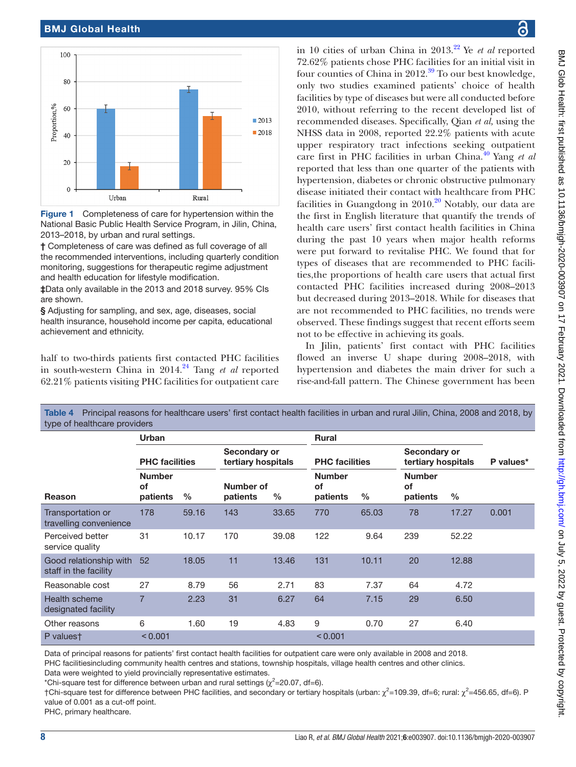Figure 1 Completeness of care for hypertension within the National Basic Public Health Service Program, in Jilin, China, 2013–2018, by urban and rural settings.

† Completeness of care was defined as full coverage of all the recommended interventions, including quarterly condition monitoring, suggestions for therapeutic regime adjustment and health education for lifestyle modification.

‡Data only available in the 2013 and 2018 survey. 95% CIs are shown.

§ Adjusting for sampling, and sex, age, diseases, social health insurance, household income per capita, educational achievement and ethnicity.

half to two-thirds patients first contacted PHC facilities in south-western China in 2014.[24] Tang *et al* reported 62.21% patients visiting PHC facilities for outpatient care in 10 cities of urban China in 2013.[22] Ye *et al* reported 72.62% patients chose PHC facilities for an initial visit in four counties of China in 2012.[39] To our best knowledge, only two studies examined patients' choice of health facilities by type of diseases but were all conducted before 2010, without referring to the recent developed list of recommended diseases. Specifically, Qian *et al*, using the NHSS data in 2008, reported 22.2% patients with acute upper respiratory tract infections seeking outpatient care first in PHC facilities in urban China.[40] Yang *et al* reported that less than one quarter of the patients with hypertension, diabetes or chronic obstructive pulmonary disease initiated their contact with healthcare from PHC facilities in Guangdong in 2010.[20] Notably, our data are the first in English literature that quantify the trends of health care users' first contact health facilities in China during the past 10 years when major health reforms were put forward to revitalise PHC. We found that for types of diseases that are recommended to PHC facilities,the proportions of health care users that actual first contacted PHC facilities increased during 2008–2013 but decreased during 2013–2018. While for diseases that are not recommended to PHC facilities, no trends were observed. These findings suggest that recent efforts seem not to be effective in achieving its goals.

In Jilin, patients' first contact with PHC facilities flowed an inverse U shape during 2008–2018, with hypertension and diabetes the main driver for such a rise-and-fall pattern. The Chinese government has been

**Table 4** Principal reasons for healthcare users' first contact health facilities in urban and rural Jilin, China, 2008 and 2018, by type of healthcare providers

| | Urban | | | | Rural | | | | |
|---|---|---|---|---|---|---|---|---|---|
| | PHC facilities | | Secondary or tertiary hospitals | | PHC facilities | | Secondary or tertiary hospitals | | P values* |
| Reason | Number of patients | % | Number of patients | % | Number of patients | % | Number of patients | % | |
| Transportation or travelling convenience | 178 | 59.16 | 143 | 33.65 | 770 | 65.03 | 78 | 17.27 | 0.001 |
| Perceived better service quality | 31 | 10.17 | 170 | 39.08 | 122 | 9.64 | 239 | 52.22 | |
| Good relationship with staff in the facility | 52 | 18.05 | 11 | 13.46 | 131 | 10.11 | 20 | 12.88 | |
| Reasonable cost | 27 | 8.79 | 56 | 2.71 | 83 | 7.37 | 64 | 4.72 | |
| Health scheme designated facility | 7 | 2.23 | 31 | 6.27 | 64 | 7.15 | 29 | 6.50 | |
| Other reasons | 6 | 1.60 | 19 | 4.83 | 9 | 0.70 | 27 | 6.40 | |
| P values† | <0.001 | | | | <0.001 | | | | |

Data of principal reasons for patients' first contact health facilities for outpatient care were only available in 2008 and 2018.
PHC facilitiesincluding community health centres and stations, township hospitals, village health centres and other clinics.
Data were weighted to yield provincially representative estimates.
*Chi-square test for difference between urban and rural settings ($\chi^2$=20.07, df=6).
†Chi-square test for difference between PHC facilities, and secondary or tertiary hospitals (urban: $\chi^2$=109.39, df=6; rural: $\chi^2$=456.65, df=6). P value of 0.001 as a cut-off point.
PHC, primary healthcare.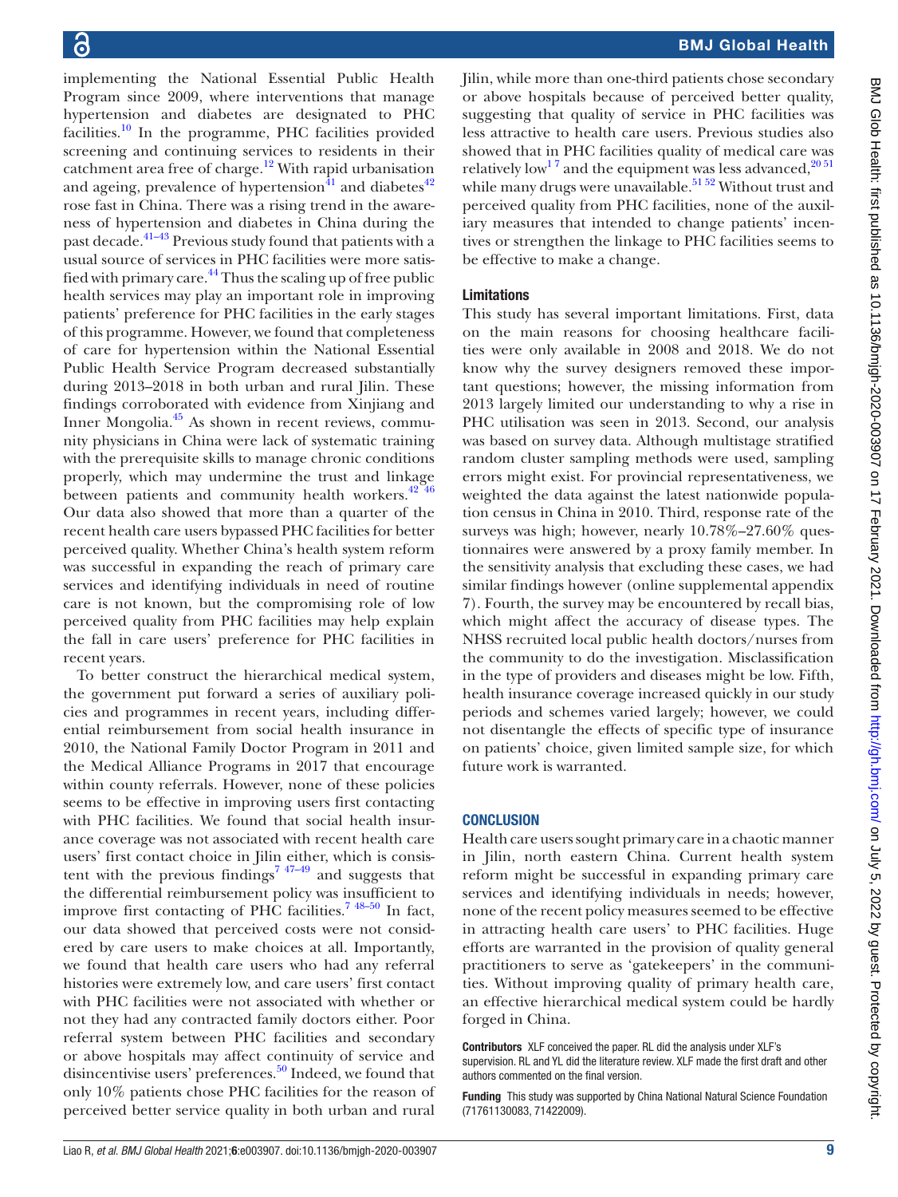implementing the National Essential Public Health Program since 2009, where interventions that manage hypertension and diabetes are designated to PHC facilities.[10] In the programme, PHC facilities provided screening and continuing services to residents in their catchment area free of charge.[12] With rapid urbanisation and ageing, prevalence of hypertension[41] and diabetes[42] rose fast in China. There was a rising trend in the awareness of hypertension and diabetes in China during the past decade.[41–43] Previous study found that patients with a usual source of services in PHC facilities were more satisfied with primary care.[44] Thus the scaling up of free public health services may play an important role in improving patients' preference for PHC facilities in the early stages of this programme. However, we found that completeness of care for hypertension within the National Essential Public Health Service Program decreased substantially during 2013–2018 in both urban and rural Jilin. These findings corroborated with evidence from Xinjiang and Inner Mongolia.[45] As shown in recent reviews, community physicians in China were lack of systematic training with the prerequisite skills to manage chronic conditions properly, which may undermine the trust and linkage between patients and community health workers.[42 46] Our data also showed that more than a quarter of the recent health care users bypassed PHC facilities for better perceived quality. Whether China's health system reform was successful in expanding the reach of primary care services and identifying individuals in need of routine care is not known, but the compromising role of low perceived quality from PHC facilities may help explain the fall in care users' preference for PHC facilities in recent years.

To better construct the hierarchical medical system, the government put forward a series of auxiliary policies and programmes in recent years, including differential reimbursement from social health insurance in 2010, the National Family Doctor Program in 2011 and the Medical Alliance Programs in 2017 that encourage within county referrals. However, none of these policies seems to be effective in improving users first contacting with PHC facilities. We found that social health insurance coverage was not associated with recent health care users' first contact choice in Jilin either, which is consistent with the previous findings[7 47–49] and suggests that the differential reimbursement policy was insufficient to improve first contacting of PHC facilities.[7 48–50] In fact, our data showed that perceived costs were not considered by care users to make choices at all. Importantly, we found that health care users who had any referral histories were extremely low, and care users' first contact with PHC facilities were not associated with whether or not they had any contracted family doctors either. Poor referral system between PHC facilities and secondary or above hospitals may affect continuity of service and disincentivise users' preferences.[50] Indeed, we found that only 10% patients chose PHC facilities for the reason of perceived better service quality in both urban and rural Jilin, while more than one-third patients chose secondary or above hospitals because of perceived better quality, suggesting that quality of service in PHC facilities was less attractive to health care users. Previous studies also showed that in PHC facilities quality of medical care was relatively low[1 7] and the equipment was less advanced,[20 51] while many drugs were unavailable.[51 52] Without trust and perceived quality from PHC facilities, none of the auxiliary measures that intended to change patients' incentives or strengthen the linkage to PHC facilities seems to be effective to make a change.

### Limitations

This study has several important limitations. First, data on the main reasons for choosing healthcare facilities were only available in 2008 and 2018. We do not know why the survey designers removed these important questions; however, the missing information from 2013 largely limited our understanding to why a rise in PHC utilisation was seen in 2013. Second, our analysis was based on survey data. Although multistage stratified random cluster sampling methods were used, sampling errors might exist. For provincial representativeness, we weighted the data against the latest nationwide population census in China in 2010. Third, response rate of the surveys was high; however, nearly 10.78%–27.60% questionnaires were answered by a proxy family member. In the sensitivity analysis that excluding these cases, we had similar findings however (online supplemental appendix 7). Fourth, the survey may be encountered by recall bias, which might affect the accuracy of disease types. The NHSS recruited local public health doctors/nurses from the community to do the investigation. Misclassification in the type of providers and diseases might be low. Fifth, health insurance coverage increased quickly in our study periods and schemes varied largely; however, we could not disentangle the effects of specific type of insurance on patients' choice, given limited sample size, for which future work is warranted.

## CONCLUSION

Health care users sought primary care in a chaotic manner in Jilin, north eastern China. Current health system reform might be successful in expanding primary care services and identifying individuals in needs; however, none of the recent policy measures seemed to be effective in attracting health care users' to PHC facilities. Huge efforts are warranted in the provision of quality general practitioners to serve as 'gatekeepers' in the communities. Without improving quality of primary health care, an effective hierarchical medical system could be hardly forged in China.

**Contributors** XLF conceived the paper. RL did the analysis under XLF's supervision. RL and YL did the literature review. XLF made the first draft and other authors commented on the final version.

**Funding** This study was supported by China National Natural Science Foundation (71761130083, 71422009).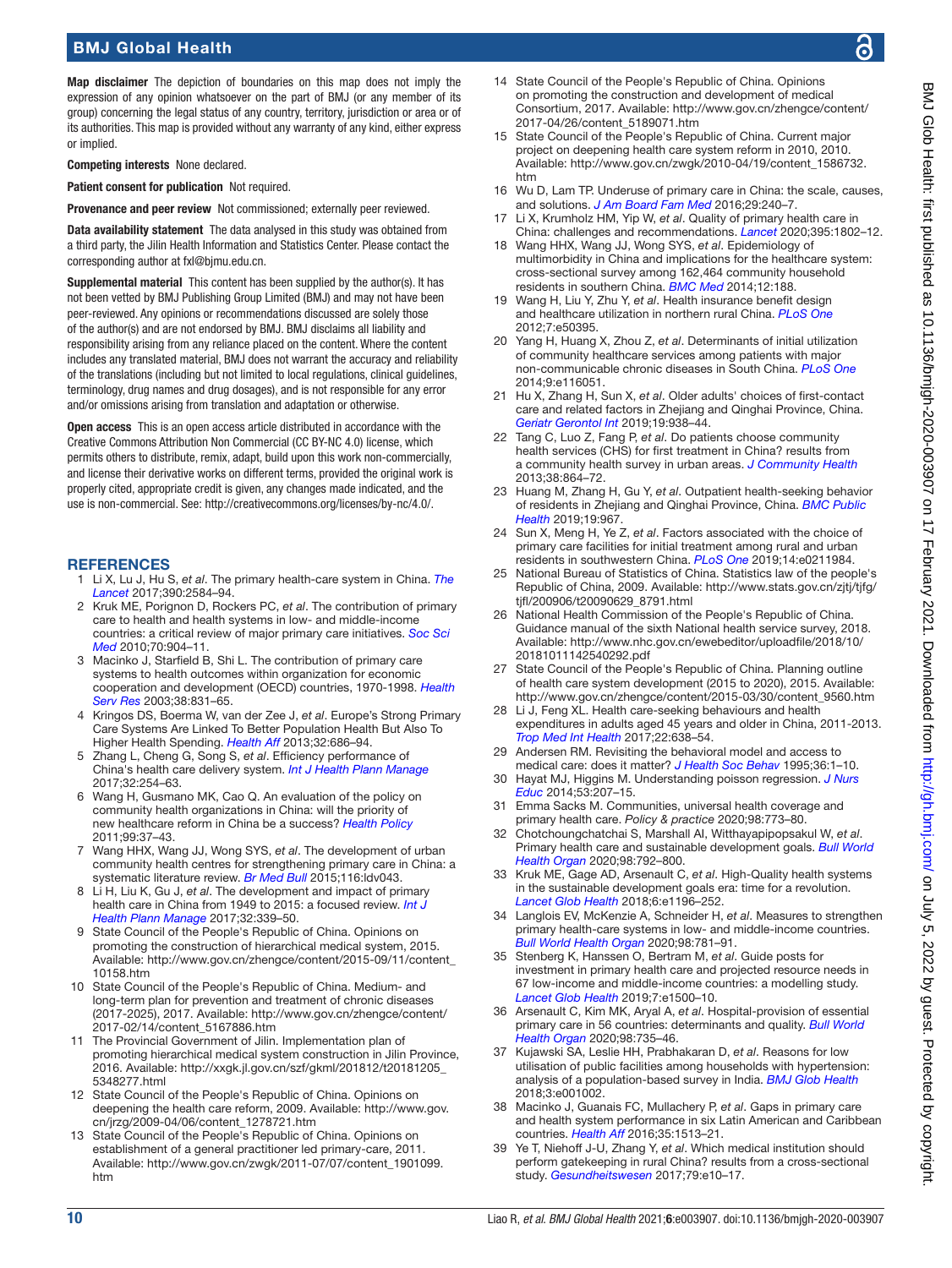**Map disclaimer** The depiction of boundaries on this map does not imply the expression of any opinion whatsoever on the part of BMJ (or any member of its group) concerning the legal status of any country, territory, jurisdiction or area or of its authorities. This map is provided without any warranty of any kind, either express or implied.

**Competing interests** None declared.

**Patient consent for publication** Not required.

**Provenance and peer review** Not commissioned; externally peer reviewed.

**Data availability statement** The data analysed in this study was obtained from a third party, the Jilin Health Information and Statistics Center. Please contact the corresponding author at fxl@bjmu.edu.cn.

**Supplemental material** This content has been supplied by the author(s). It has not been vetted by BMJ Publishing Group Limited (BMJ) and may not have been peer-reviewed. Any opinions or recommendations discussed are solely those of the author(s) and are not endorsed by BMJ. BMJ disclaims all liability and responsibility arising from any reliance placed on the content. Where the content includes any translated material, BMJ does not warrant the accuracy and reliability of the translations (including but not limited to local regulations, clinical guidelines, terminology, drug names and drug dosages), and is not responsible for any error and/or omissions arising from translation and adaptation or otherwise.

**Open access** This is an open access article distributed in accordance with the Creative Commons Attribution Non Commercial (CC BY-NC 4.0) license, which permits others to distribute, remix, adapt, build upon this work non-commercially, and license their derivative works on different terms, provided the original work is properly cited, appropriate credit is given, any changes made indicated, and the use is non-commercial. See: http://creativecommons.org/licenses/by-nc/4.0/.

## REFERENCES

1. Li X, Lu J, Hu S, *et al*. The primary health-care system in China. *The Lancet* 2017;390:2584–94.
2. Kruk ME, Porignon D, Rockers PC, *et al*. The contribution of primary care to health and health systems in low- and middle-income countries: a critical review of major primary care initiatives. *Soc Sci Med* 2010;70:904–11.
3. Macinko J, Starfield B, Shi L. The contribution of primary care systems to health outcomes within organization for economic cooperation and development (OECD) countries, 1970-1998. *Health Serv Res* 2003;38:831–65.
4. Kringos DS, Boerma W, van der Zee J, *et al*. Europe's Strong Primary Care Systems Are Linked To Better Population Health But Also To Higher Health Spending. *Health Aff* 2013;32:686–94.
5. Zhang L, Cheng G, Song S, *et al*. Efficiency performance of China's health care delivery system. *Int J Health Plann Manage* 2017;32:254–63.
6. Wang H, Gusmano MK, Cao Q. An evaluation of the policy on community health organizations in China: will the priority of new healthcare reform in China be a success? *Health Policy* 2011;99:37–43.
7. Wang HHX, Wang JJ, Wong SYS, *et al*. The development of urban community health centres for strengthening primary care in China: a systematic literature review. *Br Med Bull* 2015;116:ldv043.
8. Li H, Liu K, Gu J, *et al*. The development and impact of primary health care in China from 1949 to 2015: a focused review. *Int J Health Plann Manage* 2017;32:339–50.
9. State Council of the People's Republic of China. Opinions on promoting the construction of hierarchical medical system, 2015. Available: http://www.gov.cn/zhengce/content/2015-09/11/content_10158.htm
10. State Council of the People's Republic of China. Medium- and long-term plan for prevention and treatment of chronic diseases (2017-2025), 2017. Available: http://www.gov.cn/zhengce/content/2017-02/14/content_5167886.htm
11. The Provincial Government of Jilin. Implementation plan of promoting hierarchical medical system construction in Jilin Province, 2016. Available: http://xxgk.jl.gov.cn/szf/gkml/201812/t20181205_5348277.html
12. State Council of the People's Republic of China. Opinions on deepening the health care reform, 2009. Available: http://www.gov.cn/jrzg/2009-04/06/content_1278721.htm
13. State Council of the People's Republic of China. Opinions on establishment of a general practitioner led primary-care, 2011. Available: http://www.gov.cn/zwgk/2011-07/07/content_1901099.htm
14. State Council of the People's Republic of China. Opinions on promoting the construction and development of medical Consortium, 2017. Available: http://www.gov.cn/zhengce/content/2017-04/26/content_5189071.htm
15. State Council of the People's Republic of China. Current major project on deepening health care system reform in 2010, 2010. Available: http://www.gov.cn/zwgk/2010-04/19/content_1586732.htm
16. Wu D, Lam TP. Underuse of primary care in China: the scale, causes, and solutions. *J Am Board Fam Med* 2016;29:240–7.
17. Li X, Krumholz HM, Yip W, *et al*. Quality of primary health care in China: challenges and recommendations. *Lancet* 2020;395:1802–12.
18. Wang HHX, Wang JJ, Wong SYS, *et al*. Epidemiology of multimorbidity in China and implications for the healthcare system: cross-sectional survey among 162,464 community household residents in southern China. *BMC Med* 2014;12:188.
19. Wang H, Liu Y, Zhu Y, *et al*. Health insurance benefit design and healthcare utilization in northern rural China. *PLoS One* 2012;7:e50395.
20. Yang H, Huang X, Zhou Z, *et al*. Determinants of initial utilization of community healthcare services among patients with major non-communicable chronic diseases in South China. *PLoS One* 2014;9:e116051.
21. Hu X, Zhang H, Sun X, *et al*. Older adults' choices of first-contact care and related factors in Zhejiang and Qinghai Province, China. *Geriatr Gerontol Int* 2019;19:938–44.
22. Tang C, Luo Z, Fang P, *et al*. Do patients choose community health services (CHS) for first treatment in China? results from a community health survey in urban areas. *J Community Health* 2013;38:864–72.
23. Huang M, Zhang H, Gu Y, *et al*. Outpatient health-seeking behavior of residents in Zhejiang and Qinghai Province, China. *BMC Public Health* 2019;19:967.
24. Sun X, Meng H, Ye Z, *et al*. Factors associated with the choice of primary care facilities for initial treatment among rural and urban residents in southwestern China. *PLoS One* 2019;14:e0211984.
25. National Bureau of Statistics of China. Statistics law of the people's Republic of China, 2009. Available: http://www.stats.gov.cn/zjtj/tjfg/tjfl/200906/t20090629_8791.html
26. National Health Commission of the People's Republic of China. Guidance manual of the sixth National health service survey, 2018. Available: http://www.nhc.gov.cn/ewebeditor/uploadfile/2018/10/20181011142540292.pdf
27. State Council of the People's Republic of China. Planning outline of health care system development (2015 to 2020), 2015. Available: http://www.gov.cn/zhengce/content/2015-03/30/content_9560.htm
28. Li J, Feng XL. Health care-seeking behaviours and health expenditures in adults aged 45 years and older in China, 2011-2013. *Trop Med Int Health* 2017;22:638–54.
29. Andersen RM. Revisiting the behavioral model and access to medical care: does it matter? *J Health Soc Behav* 1995;36:1–10.
30. Hayat MJ, Higgins M. Understanding poisson regression. *J Nurs Educ* 2014;53:207–15.
31. Emma Sacks M. Communities, universal health coverage and primary health care. *Policy & practice* 2020;98:773–80.
32. Chotchoungchatchai S, Marshall AI, Witthayapipopsakul W, *et al*. Primary health care and sustainable development goals. *Bull World Health Organ* 2020;98:792–800.
33. Kruk ME, Gage AD, Arsenault C, *et al*. High-Quality health systems in the sustainable development goals era: time for a revolution. *Lancet Glob Health* 2018;6:e1196–252.
34. Langlois EV, McKenzie A, Schneider H, *et al*. Measures to strengthen primary health-care systems in low- and middle-income countries. *Bull World Health Organ* 2020;98:781–91.
35. Stenberg K, Hanssen O, Bertram M, *et al*. Guide posts for investment in primary health care and projected resource needs in 67 low-income and middle-income countries: a modelling study. *Lancet Glob Health* 2019;7:e1500–10.
36. Arsenault C, Kim MK, Aryal A, *et al*. Hospital-provision of essential primary care in 56 countries: determinants and quality. *Bull World Health Organ* 2020;98:735–46.
37. Kujawski SA, Leslie HH, Prabhakaran D, *et al*. Reasons for low utilisation of public facilities among households with hypertension: analysis of a population-based survey in India. *BMJ Glob Health* 2018;3:e001002.
38. Macinko J, Guanais FC, Mullachery P, *et al*. Gaps in primary care and health system performance in six Latin American and Caribbean countries. *Health Aff* 2016;35:1513–21.
39. Ye T, Niehoff J-U, Zhang Y, *et al*. Which medical institution should perform gatekeeping in rural China? results from a cross-sectional study. *Gesundheitswesen* 2017;79:e10–17.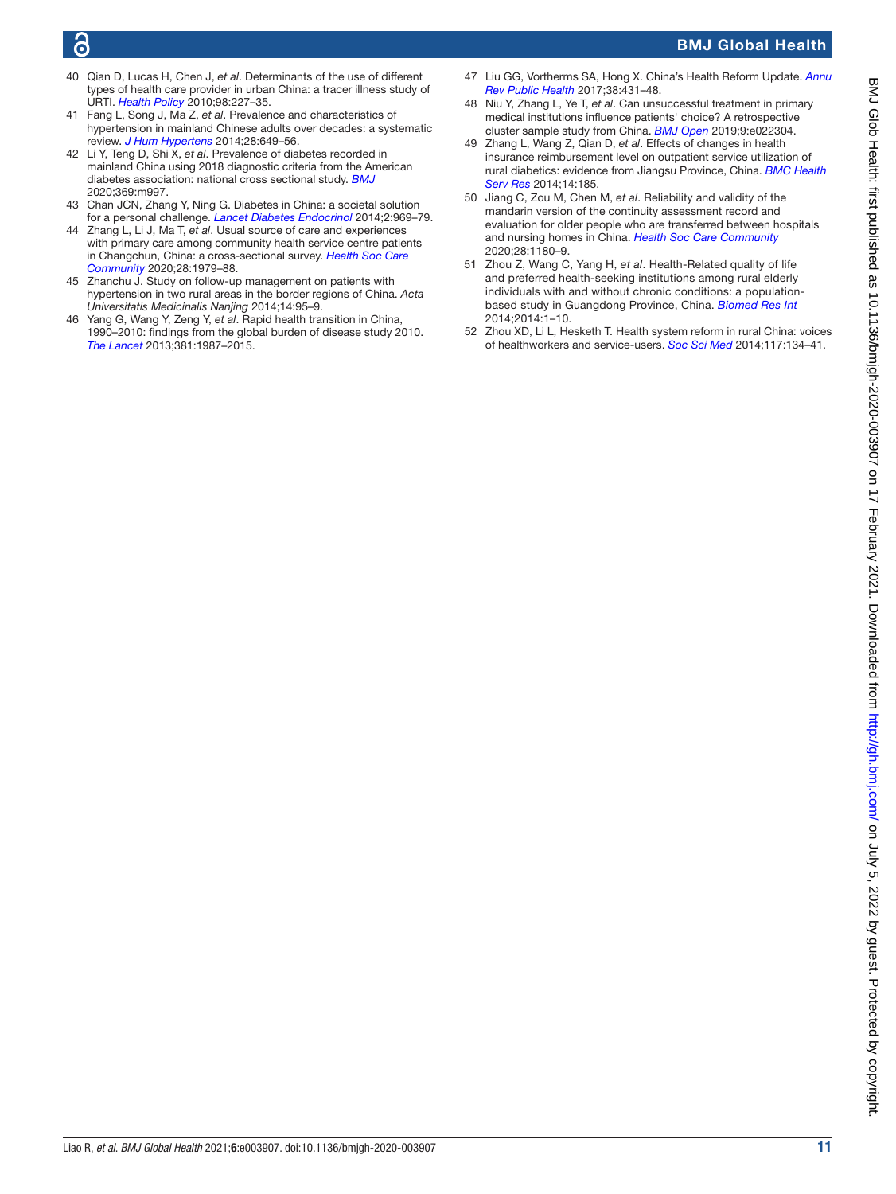40 Qian D, Lucas H, Chen J, *et al*. Determinants of the use of different types of health care provider in urban China: a tracer illness study of URTI. *Health Policy* 2010;98:227–35.

41 Fang L, Song J, Ma Z, *et al*. Prevalence and characteristics of hypertension in mainland Chinese adults over decades: a systematic review. *J Hum Hypertens* 2014;28:649–56.

42 Li Y, Teng D, Shi X, *et al*. Prevalence of diabetes recorded in mainland China using 2018 diagnostic criteria from the American diabetes association: national cross sectional study. *BMJ* 2020;369:m997.

43 Chan JCN, Zhang Y, Ning G. Diabetes in China: a societal solution for a personal challenge. *Lancet Diabetes Endocrinol* 2014;2:969–79.

44 Zhang L, Li J, Ma T, *et al*. Usual source of care and experiences with primary care among community health service centre patients in Changchun, China: a cross-sectional survey. *Health Soc Care Community* 2020;28:1979–88.

45 Zhanchu J. Study on follow-up management on patients with hypertension in two rural areas in the border regions of China. *Acta Universitatis Medicinalis Nanjing* 2014;14:95–9.

46 Yang G, Wang Y, Zeng Y, *et al*. Rapid health transition in China, 1990–2010: findings from the global burden of disease study 2010. *The Lancet* 2013;381:1987–2015.

47 Liu GG, Vortherms SA, Hong X. China's Health Reform Update. *Annu Rev Public Health* 2017;38:431–48.

48 Niu Y, Zhang L, Ye T, *et al*. Can unsuccessful treatment in primary medical institutions influence patients' choice? A retrospective cluster sample study from China. *BMJ Open* 2019;9:e022304.

49 Zhang L, Wang Z, Qian D, *et al*. Effects of changes in health insurance reimbursement level on outpatient service utilization of rural diabetics: evidence from Jiangsu Province, China. *BMC Health Serv Res* 2014;14:185.

50 Jiang C, Zou M, Chen M, *et al*. Reliability and validity of the mandarin version of the continuity assessment record and evaluation for older people who are transferred between hospitals and nursing homes in China. *Health Soc Care Community* 2020;28:1180–9.

51 Zhou Z, Wang C, Yang H, *et al*. Health-Related quality of life and preferred health-seeking institutions among rural elderly individuals with and without chronic conditions: a population-based study in Guangdong Province, China. *Biomed Res Int* 2014;2014:1–10.

52 Zhou XD, Li L, Hesketh T. Health system reform in rural China: voices of healthworkers and service-users. *Soc Sci Med* 2014;117:134–41.